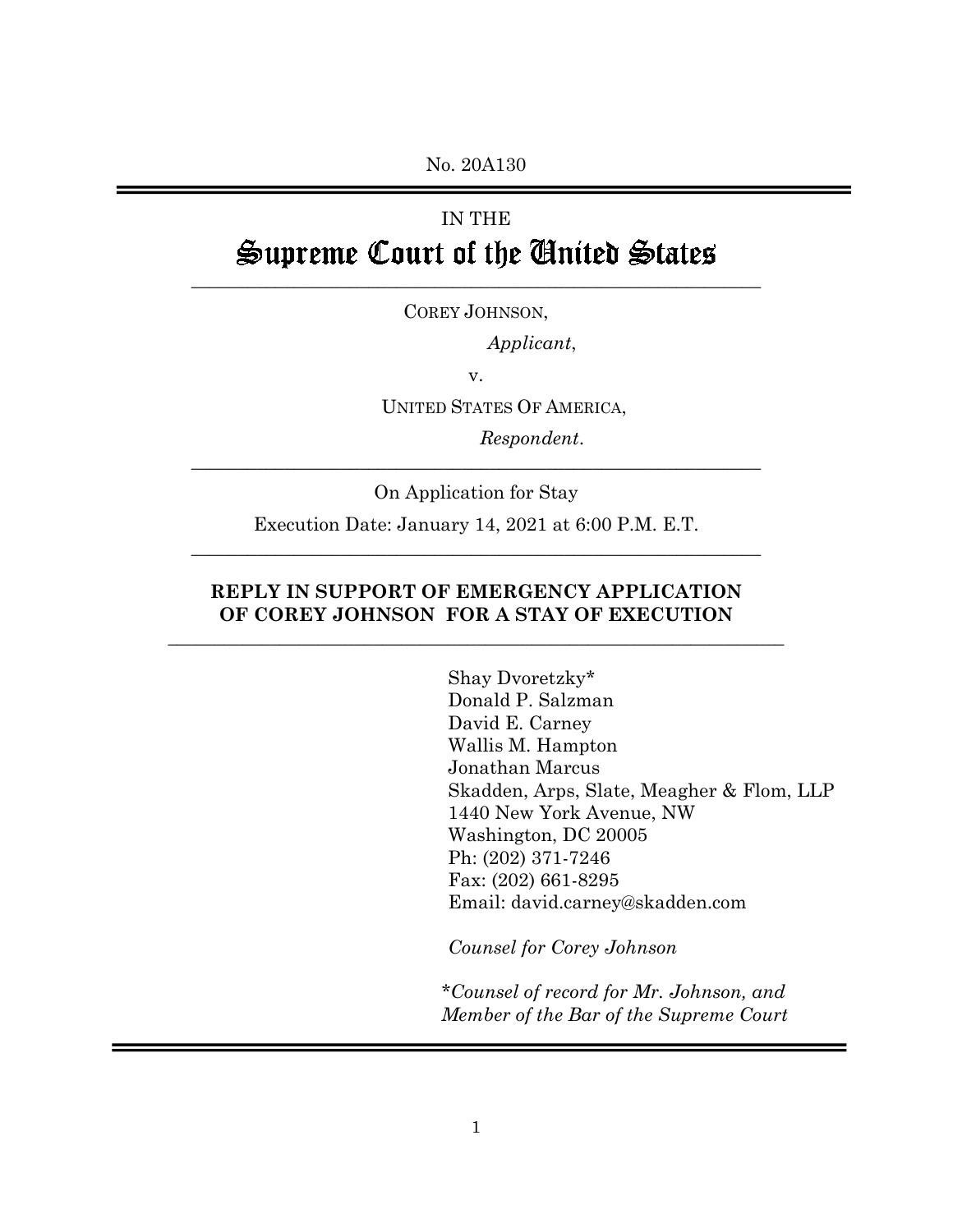No. 20A130

IN THE

# Supreme Court of the United States

---

COREY JOHNSON,

*Applicant*,

v.

UNITED STATES OF AMERICA,

*Respondent*.

---

On Application for Stay

Execution Date: January 14, 2021 at 6:00 P.M. E.T.

---

**REPLY IN SUPPORT OF EMERGENCY APPLICATION OF COREY JOHNSON FOR A STAY OF EXECUTION**

---

Shay Dvoretzky*
Donald P. Salzman
David E. Carney
Wallis M. Hampton
Jonathan Marcus
Skadden, Arps, Slate, Meagher & Flom, LLP
1440 New York Avenue, NW
Washington, DC 20005
Ph: (202) 371-7246
Fax: (202) 661-8295
Email: david.carney@skadden.com

*Counsel for Corey Johnson*

\**Counsel of record for Mr. Johnson, and Member of the Bar of the Supreme Court*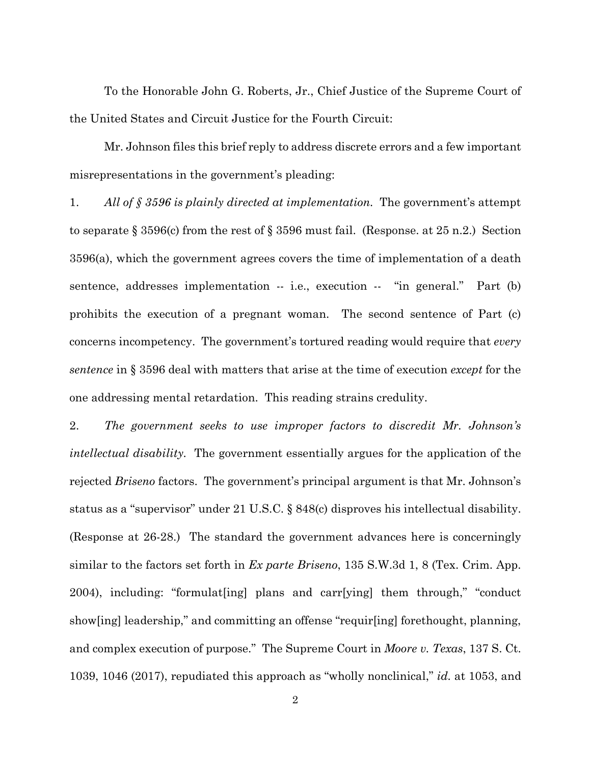To the Honorable John G. Roberts, Jr., Chief Justice of the Supreme Court of the United States and Circuit Justice for the Fourth Circuit:

Mr. Johnson files this brief reply to address discrete errors and a few important misrepresentations in the government's pleading:

1. *All of § 3596 is plainly directed at implementation.* The government's attempt to separate § 3596(c) from the rest of § 3596 must fail. (Response. at 25 n.2.) Section 3596(a), which the government agrees covers the time of implementation of a death sentence, addresses implementation -- i.e., execution -- "in general." Part (b) prohibits the execution of a pregnant woman. The second sentence of Part (c) concerns incompetency. The government's tortured reading would require that *every sentence* in § 3596 deal with matters that arise at the time of execution *except* for the one addressing mental retardation. This reading strains credulity.

2. *The government seeks to use improper factors to discredit Mr. Johnson's intellectual disability.* The government essentially argues for the application of the rejected *Briseno* factors. The government's principal argument is that Mr. Johnson's status as a "supervisor" under 21 U.S.C. § 848(c) disproves his intellectual disability. (Response at 26-28.) The standard the government advances here is concerningly similar to the factors set forth in *Ex parte Briseno*, 135 S.W.3d 1, 8 (Tex. Crim. App. 2004), including: "formulat[ing] plans and carr[ying] them through," "conduct show[ing] leadership," and committing an offense "requir[ing] forethought, planning, and complex execution of purpose." The Supreme Court in *Moore v. Texas*, 137 S. Ct. 1039, 1046 (2017), repudiated this approach as "wholly nonclinical," *id.* at 1053, and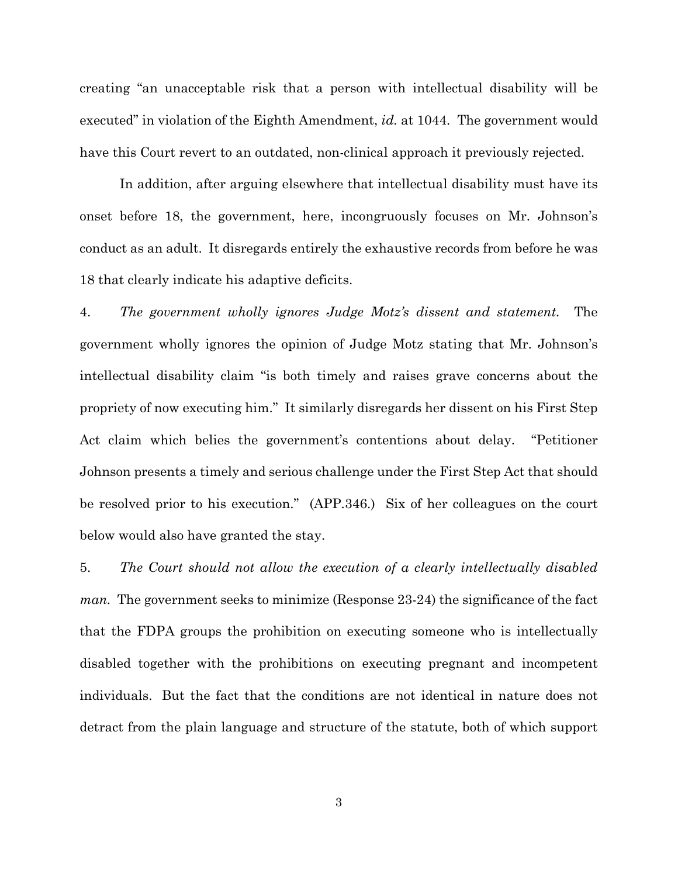creating "an unacceptable risk that a person with intellectual disability will be executed" in violation of the Eighth Amendment, *id.* at 1044. The government would have this Court revert to an outdated, non-clinical approach it previously rejected.

In addition, after arguing elsewhere that intellectual disability must have its onset before 18, the government, here, incongruously focuses on Mr. Johnson's conduct as an adult. It disregards entirely the exhaustive records from before he was 18 that clearly indicate his adaptive deficits.

4. *The government wholly ignores Judge Motz's dissent and statement.* The government wholly ignores the opinion of Judge Motz stating that Mr. Johnson's intellectual disability claim "is both timely and raises grave concerns about the propriety of now executing him." It similarly disregards her dissent on his First Step Act claim which belies the government's contentions about delay. "Petitioner Johnson presents a timely and serious challenge under the First Step Act that should be resolved prior to his execution." (APP.346.) Six of her colleagues on the court below would also have granted the stay.

5. *The Court should not allow the execution of a clearly intellectually disabled man.* The government seeks to minimize (Response 23-24) the significance of the fact that the FDPA groups the prohibition on executing someone who is intellectually disabled together with the prohibitions on executing pregnant and incompetent individuals. But the fact that the conditions are not identical in nature does not detract from the plain language and structure of the statute, both of which support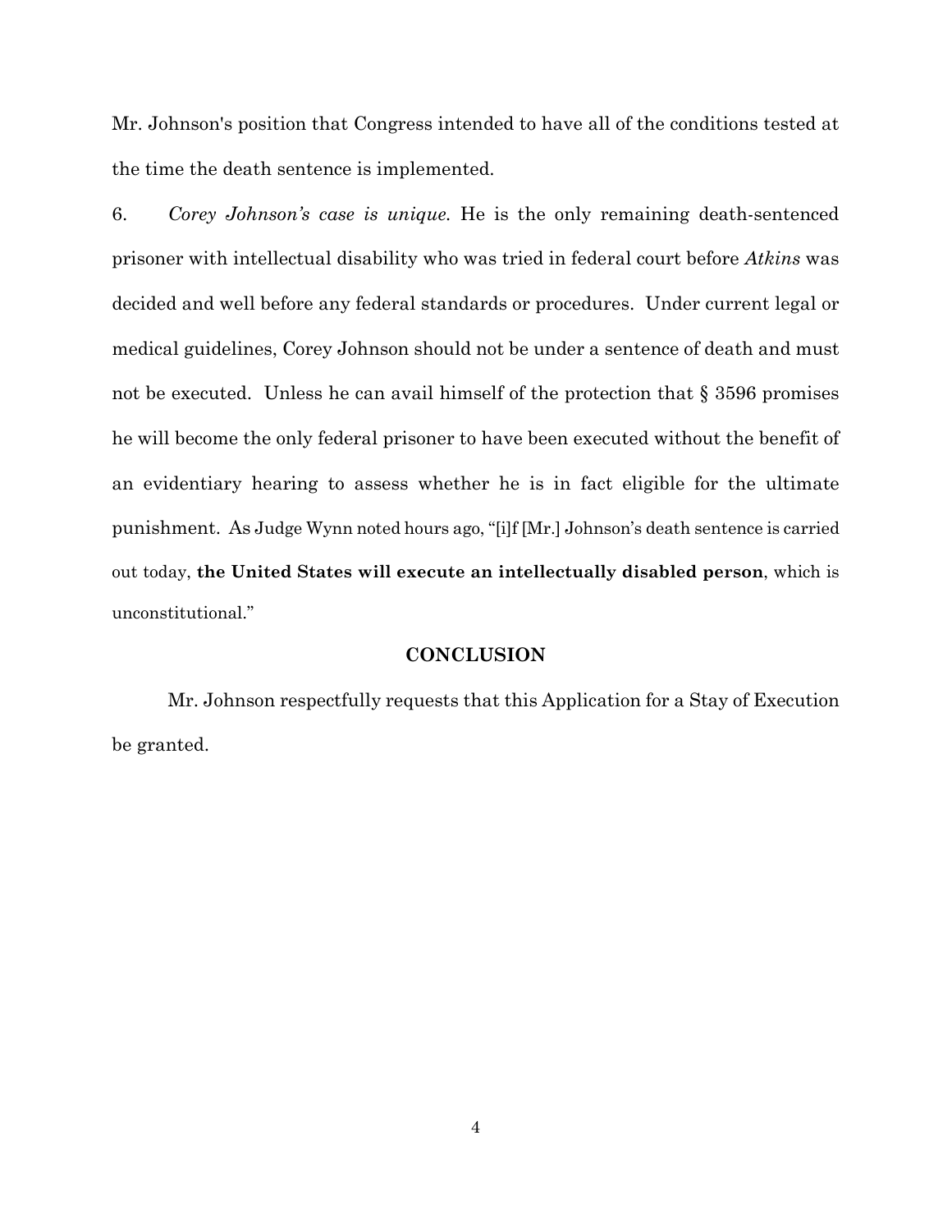Mr. Johnson's position that Congress intended to have all of the conditions tested at the time the death sentence is implemented.

6. *Corey Johnson's case is unique.* He is the only remaining death-sentenced prisoner with intellectual disability who was tried in federal court before *Atkins* was decided and well before any federal standards or procedures. Under current legal or medical guidelines, Corey Johnson should not be under a sentence of death and must not be executed. Unless he can avail himself of the protection that § 3596 promises he will become the only federal prisoner to have been executed without the benefit of an evidentiary hearing to assess whether he is in fact eligible for the ultimate punishment. As Judge Wynn noted hours ago, "[i]f [Mr.] Johnson's death sentence is carried out today, **the United States will execute an intellectually disabled person**, which is unconstitutional."

## CONCLUSION

Mr. Johnson respectfully requests that this Application for a Stay of Execution be granted.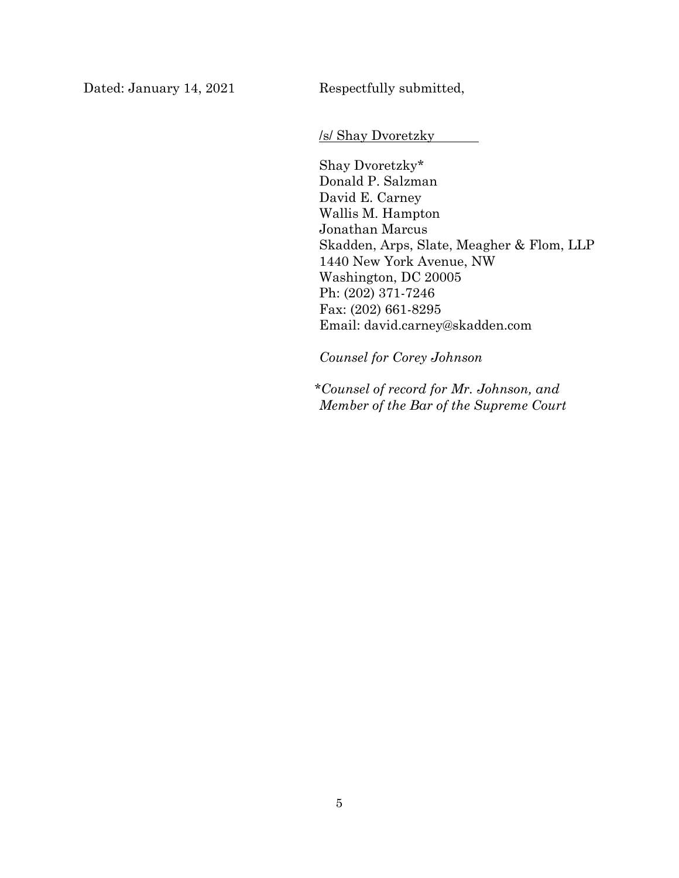Dated: January 14, 2021

Respectfully submitted,

/s/ Shay Dvoretzky

Shay Dvoretzky*
Donald P. Salzman
David E. Carney
Wallis M. Hampton
Jonathan Marcus
Skadden, Arps, Slate, Meagher & Flom, LLP
1440 New York Avenue, NW
Washington, DC 20005
Ph: (202) 371-7246
Fax: (202) 661-8295
Email: david.carney@skadden.com

*Counsel for Corey Johnson*

*\*Counsel of record for Mr. Johnson, and Member of the Bar of the Supreme Court*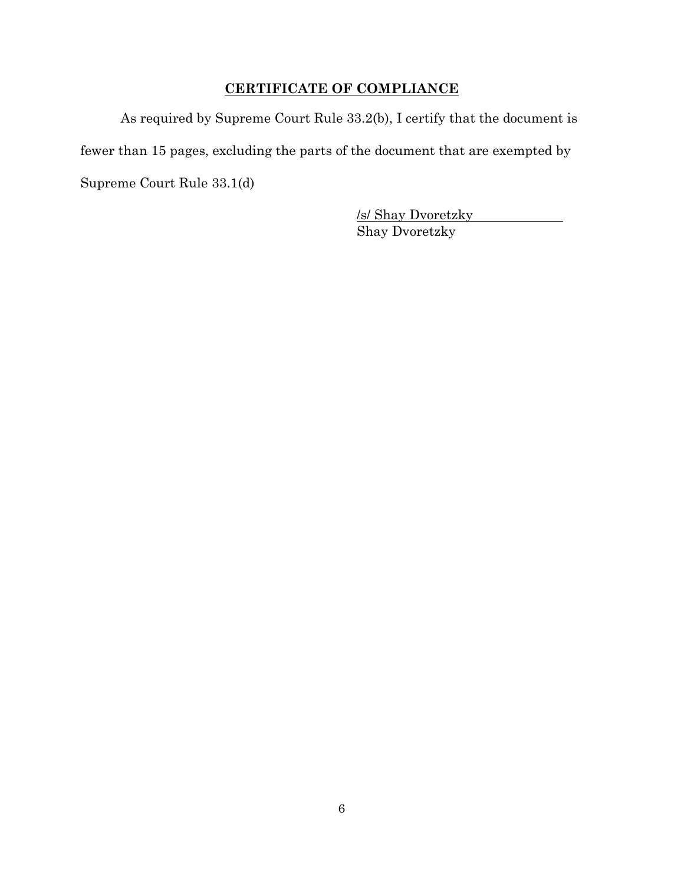## CERTIFICATE OF COMPLIANCE

As required by Supreme Court Rule 33.2(b), I certify that the document is fewer than 15 pages, excluding the parts of the document that are exempted by Supreme Court Rule 33.1(d)

/s/ Shay Dvoretzky
Shay Dvoretzky